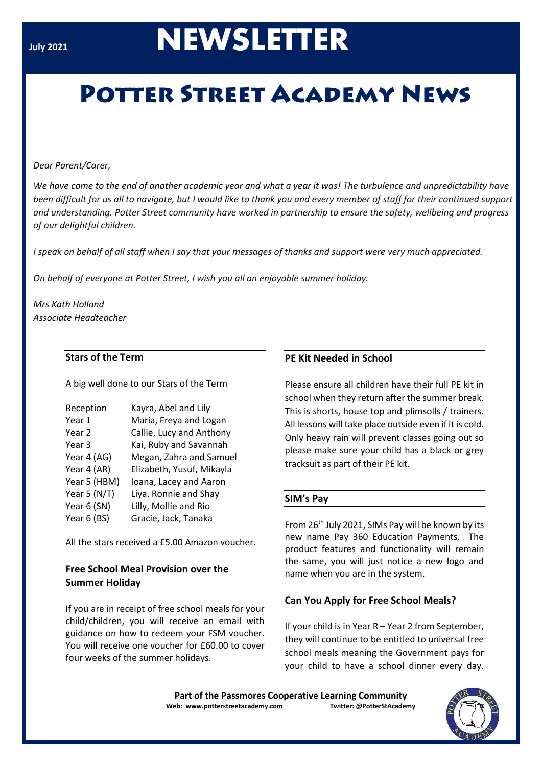July 2021

# NEWSLETTER

# Potter Street Academy News

*Dear Parent/Carer,*

*We have come to the end of another academic year and what a year it was! The turbulence and unpredictability have been difficult for us all to navigate, but I would like to thank you and every member of staff for their continued support and understanding. Potter Street community have worked in partnership to ensure the safety, wellbeing and progress of our delightful children.*

*I speak on behalf of all staff when I say that your messages of thanks and support were very much appreciated.*

*On behalf of everyone at Potter Street, I wish you all an enjoyable summer holiday.*

*Mrs Kath Holland*
*Associate Headteacher*

## Stars of the Term

A big well done to our Stars of the Term

| | |
|---|---|
| Reception | Kayra, Abel and Lily |
| Year 1 | Maria, Freya and Logan |
| Year 2 | Callie, Lucy and Anthony |
| Year 3 | Kai, Ruby and Savannah |
| Year 4 (AG) | Megan, Zahra and Samuel |
| Year 4 (AR) | Elizabeth, Yusuf, Mikayla |
| Year 5 (HBM) | Ioana, Lacey and Aaron |
| Year 5 (N/T) | Liya, Ronnie and Shay |
| Year 6 (SN) | Lilly, Mollie and Rio |
| Year 6 (BS) | Gracie, Jack, Tanaka |

All the stars received a £5.00 Amazon voucher.

## Free School Meal Provision over the Summer Holiday

If you are in receipt of free school meals for your child/children, you will receive an email with guidance on how to redeem your FSM voucher. You will receive one voucher for £60.00 to cover four weeks of the summer holidays.

## PE Kit Needed in School

Please ensure all children have their full PE kit in school when they return after the summer break. This is shorts, house top and plimsolls / trainers. All lessons will take place outside even if it is cold. Only heavy rain will prevent classes going out so please make sure your child has a black or grey tracksuit as part of their PE kit.

## SIM's Pay

From 26th July 2021, SIMs Pay will be known by its new name Pay 360 Education Payments. The product features and functionality will remain the same, you will just notice a new logo and name when you are in the system.

## Can You Apply for Free School Meals?

If your child is in Year R – Year 2 from September, they will continue to be entitled to universal free school meals meaning the Government pays for your child to have a school dinner every day.

**Part of the Passmores Cooperative Learning Community**
**Web: www.potterstreetacademy.com** **Twitter: @PotterStAcademy**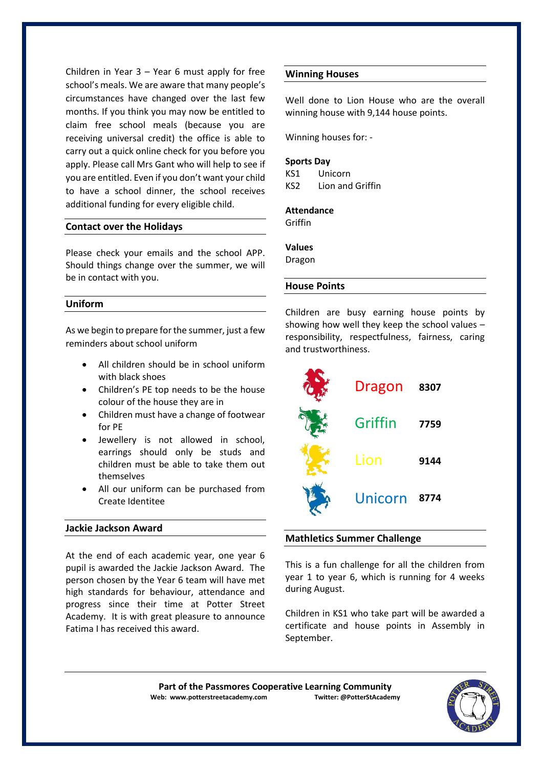Children in Year 3 – Year 6 must apply for free school's meals. We are aware that many people's circumstances have changed over the last few months. If you think you may now be entitled to claim free school meals (because you are receiving universal credit) the office is able to carry out a quick online check for you before you apply. Please call Mrs Gant who will help to see if you are entitled. Even if you don't want your child to have a school dinner, the school receives additional funding for every eligible child.

## Contact over the Holidays

Please check your emails and the school APP. Should things change over the summer, we will be in contact with you.

## Uniform

As we begin to prepare for the summer, just a few reminders about school uniform

- All children should be in school uniform with black shoes
- Children's PE top needs to be the house colour of the house they are in
- Children must have a change of footwear for PE
- Jewellery is not allowed in school, earrings should only be studs and children must be able to take them out themselves
- All our uniform can be purchased from Create Identitee

## Jackie Jackson Award

At the end of each academic year, one year 6 pupil is awarded the Jackie Jackson Award. The person chosen by the Year 6 team will have met high standards for behaviour, attendance and progress since their time at Potter Street Academy. It is with great pleasure to announce Fatima I has received this award.

## Winning Houses

Well done to Lion House who are the overall winning house with 9,144 house points.

Winning houses for: -

**Sports Day**
KS1 Unicorn
KS2 Lion and Griffin

**Attendance**
Griffin

**Values**
Dragon

## House Points

Children are busy earning house points by showing how well they keep the school values – responsibility, respectfulness, fairness, caring and trustworthiness.

| House | Points |
|---|---|
| Dragon | **8307** |
| Griffin | **7759** |
| Lion | **9144** |
| Unicorn | **8774** |

## Mathletics Summer Challenge

This is a fun challenge for all the children from year 1 to year 6, which is running for 4 weeks during August.

Children in KS1 who take part will be awarded a certificate and house points in Assembly in September.

**Part of the Passmores Cooperative Learning Community**
**Web: www.potterstreetacademy.com Twitter: @PotterStAcademy**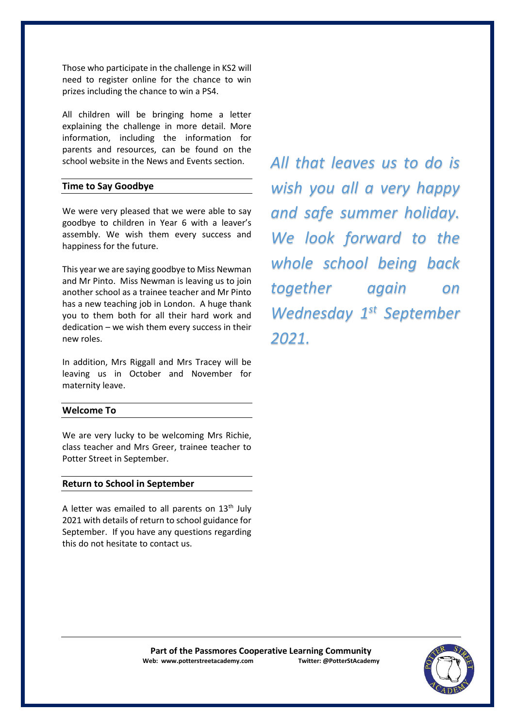Those who participate in the challenge in KS2 will need to register online for the chance to win prizes including the chance to win a PS4.

All children will be bringing home a letter explaining the challenge in more detail. More information, including the information for parents and resources, can be found on the school website in the News and Events section.

### Time to Say Goodbye

We were very pleased that we were able to say goodbye to children in Year 6 with a leaver's assembly. We wish them every success and happiness for the future.

This year we are saying goodbye to Miss Newman and Mr Pinto. Miss Newman is leaving us to join another school as a trainee teacher and Mr Pinto has a new teaching job in London. A huge thank you to them both for all their hard work and dedication – we wish them every success in their new roles.

In addition, Mrs Riggall and Mrs Tracey will be leaving us in October and November for maternity leave.

### Welcome To

We are very lucky to be welcoming Mrs Richie, class teacher and Mrs Greer, trainee teacher to Potter Street in September.

### Return to School in September

A letter was emailed to all parents on 13th July 2021 with details of return to school guidance for September. If you have any questions regarding this do not hesitate to contact us.

*All that leaves us to do is wish you all a very happy and safe summer holiday. We look forward to the whole school being back together again on Wednesday 1st September 2021.*

**Part of the Passmores Cooperative Learning Community**

**Web: www.potterstreetacademy.com** **Twitter: @PotterStAcademy**